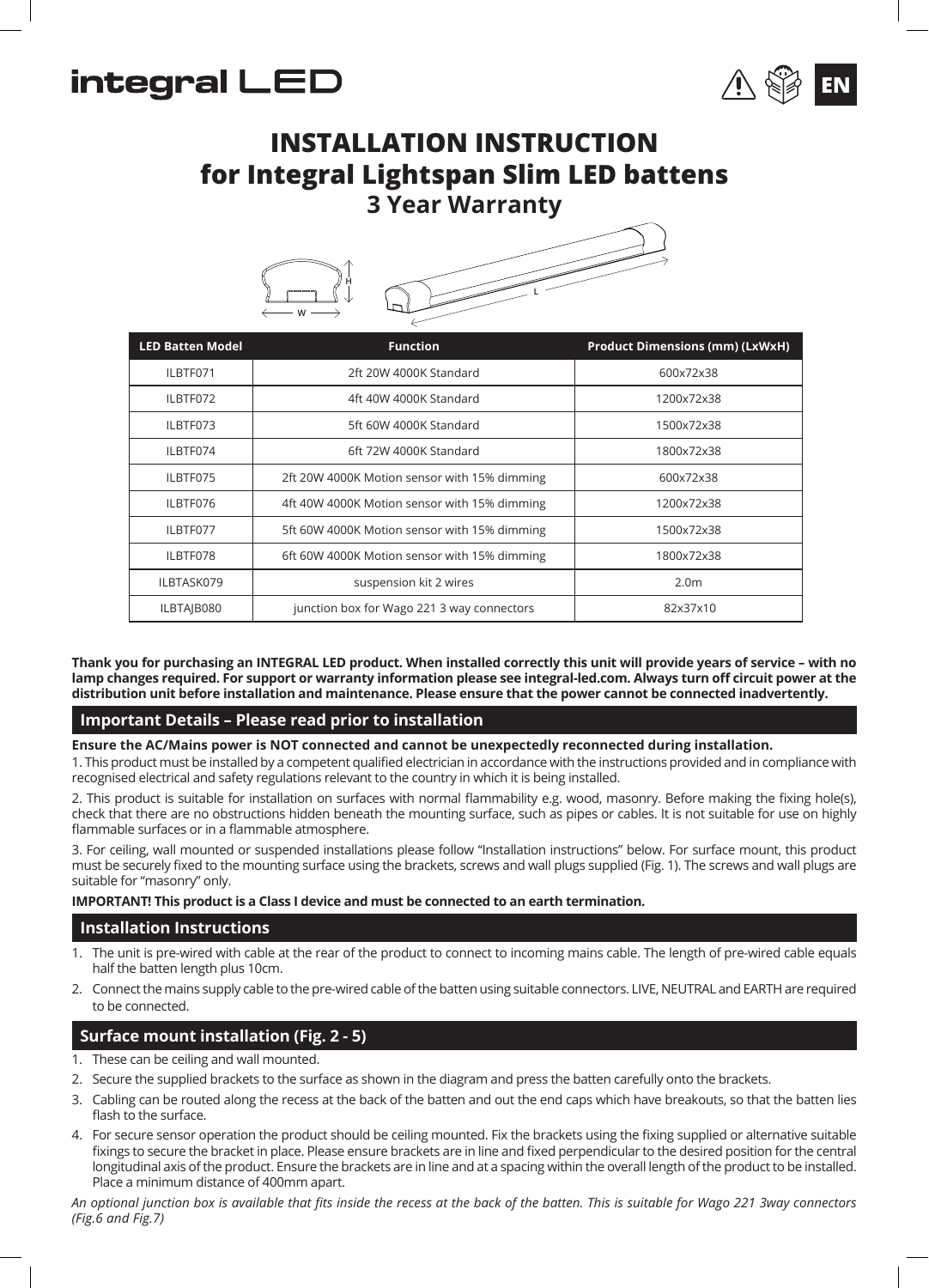integral LED

EN

# INSTALLATION INSTRUCTION
# for Integral Lightspan Slim LED battens
## 3 Year Warranty

| LED Batten Model | Function | Product Dimensions (mm) (LxWxH) |
|---|---|---|
| ILBTF071 | 2ft 20W 4000K Standard | 600x72x38 |
| ILBTF072 | 4ft 40W 4000K Standard | 1200x72x38 |
| ILBTF073 | 5ft 60W 4000K Standard | 1500x72x38 |
| ILBTF074 | 6ft 72W 4000K Standard | 1800x72x38 |
| ILBTF075 | 2ft 20W 4000K Motion sensor with 15% dimming | 600x72x38 |
| ILBTF076 | 4ft 40W 4000K Motion sensor with 15% dimming | 1200x72x38 |
| ILBTF077 | 5ft 60W 4000K Motion sensor with 15% dimming | 1500x72x38 |
| ILBTF078 | 6ft 60W 4000K Motion sensor with 15% dimming | 1800x72x38 |
| ILBTASK079 | suspension kit 2 wires | 2.0m |
| ILBTAJB080 | junction box for Wago 221 3 way connectors | 82x37x10 |

**Thank you for purchasing an INTEGRAL LED product. When installed correctly this unit will provide years of service – with no lamp changes required. For support or warranty information please see integral-led.com. Always turn off circuit power at the distribution unit before installation and maintenance. Please ensure that the power cannot be connected inadvertently.**

## Important Details – Please read prior to installation

**Ensure the AC/Mains power is NOT connected and cannot be unexpectedly reconnected during installation.**

1. This product must be installed by a competent qualified electrician in accordance with the instructions provided and in compliance with recognised electrical and safety regulations relevant to the country in which it is being installed.

2. This product is suitable for installation on surfaces with normal flammability e.g. wood, masonry. Before making the fixing hole(s), check that there are no obstructions hidden beneath the mounting surface, such as pipes or cables. It is not suitable for use on highly flammable surfaces or in a flammable atmosphere.

3. For ceiling, wall mounted or suspended installations please follow "Installation instructions" below. For surface mount, this product must be securely fixed to the mounting surface using the brackets, screws and wall plugs supplied (Fig. 1). The screws and wall plugs are suitable for "masonry" only.

**IMPORTANT! This product is a Class I device and must be connected to an earth termination.**

## Installation Instructions

1. The unit is pre-wired with cable at the rear of the product to connect to incoming mains cable. The length of pre-wired cable equals half the batten length plus 10cm.
2. Connect the mains supply cable to the pre-wired cable of the batten using suitable connectors. LIVE, NEUTRAL and EARTH are required to be connected.

## Surface mount installation (Fig. 2 - 5)

1. These can be ceiling and wall mounted.
2. Secure the supplied brackets to the surface as shown in the diagram and press the batten carefully onto the brackets.
3. Cabling can be routed along the recess at the back of the batten and out the end caps which have breakouts, so that the batten lies flash to the surface.
4. For secure sensor operation the product should be ceiling mounted. Fix the brackets using the fixing supplied or alternative suitable fixings to secure the bracket in place. Please ensure brackets are in line and fixed perpendicular to the desired position for the central longitudinal axis of the product. Ensure the brackets are in line and at a spacing within the overall length of the product to be installed. Place a minimum distance of 400mm apart.

*An optional junction box is available that fits inside the recess at the back of the batten. This is suitable for Wago 221 3way connectors (Fig.6 and Fig.7)*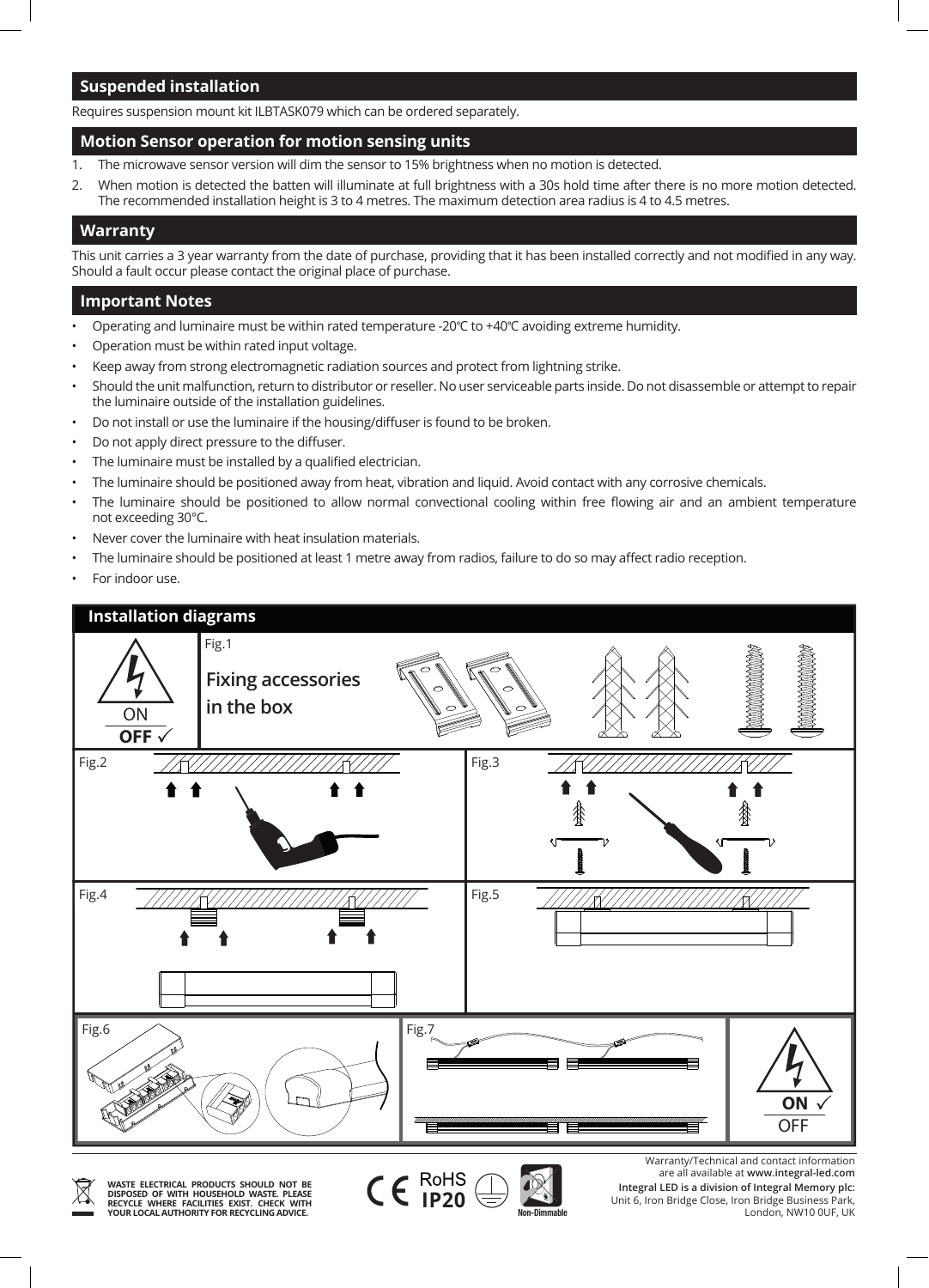## Suspended installation

Requires suspension mount kit ILBTASK079 which can be ordered separately.

## Motion Sensor operation for motion sensing units

1. The microwave sensor version will dim the sensor to 15% brightness when no motion is detected.
2. When motion is detected the batten will illuminate at full brightness with a 30s hold time after there is no more motion detected. The recommended installation height is 3 to 4 metres. The maximum detection area radius is 4 to 4.5 metres.

## Warranty

This unit carries a 3 year warranty from the date of purchase, providing that it has been installed correctly and not modified in any way. Should a fault occur please contact the original place of purchase.

## Important Notes

- Operating and luminaire must be within rated temperature -20℃ to +40℃ avoiding extreme humidity.
- Operation must be within rated input voltage.
- Keep away from strong electromagnetic radiation sources and protect from lightning strike.
- Should the unit malfunction, return to distributor or reseller. No user serviceable parts inside. Do not disassemble or attempt to repair the luminaire outside of the installation guidelines.
- Do not install or use the luminaire if the housing/diffuser is found to be broken.
- Do not apply direct pressure to the diffuser.
- The luminaire must be installed by a qualified electrician.
- The luminaire should be positioned away from heat, vibration and liquid. Avoid contact with any corrosive chemicals.
- The luminaire should be positioned to allow normal convectional cooling within free flowing air and an ambient temperature not exceeding 30°C.
- Never cover the luminaire with heat insulation materials.
- The luminaire should be positioned at least 1 metre away from radios, failure to do so may affect radio reception.
- For indoor use.

## Installation diagrams

ON
**OFF** ✓

Fig.1

**Fixing accessories in the box**

Fig.2

Fig.3

Fig.4

Fig.5

Fig.6

Fig.7

**ON** ✓
OFF

**WASTE ELECTRICAL PRODUCTS SHOULD NOT BE DISPOSED OF WITH HOUSEHOLD WASTE. PLEASE RECYCLE WHERE FACILITIES EXIST. CHECK WITH YOUR LOCAL AUTHORITY FOR RECYCLING ADVICE.**

CE RoHS IP20

Non-Dimmable

Warranty/Technical and contact information are all available at **www.integral-led.com**

**Integral LED is a division of Integral Memory plc:**
Unit 6, Iron Bridge Close, Iron Bridge Business Park, London, NW10 0UF, UK